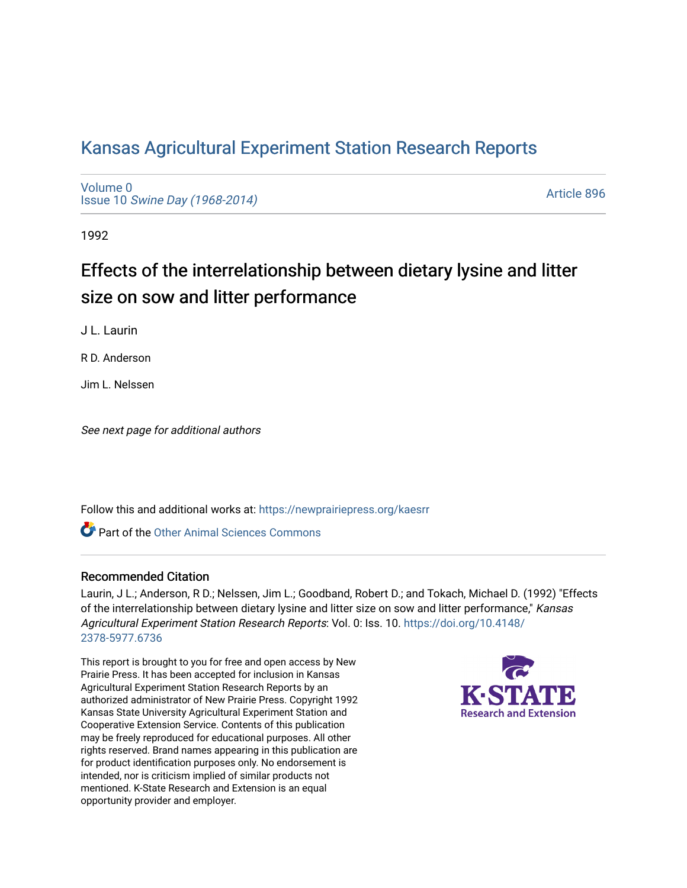# Kansas Agricultural Experiment Station Research Reports

Volume 0
Issue 10 *Swine Day (1968-2014)*

Article 896

1992

## Effects of the interrelationship between dietary lysine and litter size on sow and litter performance

J L. Laurin

R D. Anderson

Jim L. Nelssen

*See next page for additional authors*

Follow this and additional works at: https://newprairiepress.org/kaesrr

Part of the Other Animal Sciences Commons

### Recommended Citation

Laurin, J L.; Anderson, R D.; Nelssen, Jim L.; Goodband, Robert D.; and Tokach, Michael D. (1992) "Effects of the interrelationship between dietary lysine and litter size on sow and litter performance," *Kansas Agricultural Experiment Station Research Reports*: Vol. 0: Iss. 10. https://doi.org/10.4148/2378-5977.6736

This report is brought to you for free and open access by New Prairie Press. It has been accepted for inclusion in Kansas Agricultural Experiment Station Research Reports by an authorized administrator of New Prairie Press. Copyright 1992 Kansas State University Agricultural Experiment Station and Cooperative Extension Service. Contents of this publication may be freely reproduced for educational purposes. All other rights reserved. Brand names appearing in this publication are for product identification purposes only. No endorsement is intended, nor is criticism implied of similar products not mentioned. K-State Research and Extension is an equal opportunity provider and employer.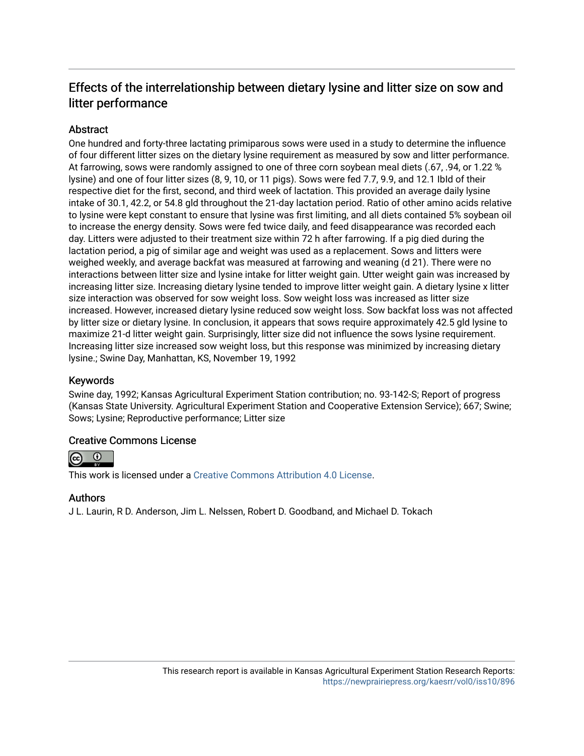# Effects of the interrelationship between dietary lysine and litter size on sow and litter performance

## Abstract

One hundred and forty-three lactating primiparous sows were used in a study to determine the influence of four different litter sizes on the dietary lysine requirement as measured by sow and litter performance. At farrowing, sows were randomly assigned to one of three corn soybean meal diets (.67, .94, or 1.22 % lysine) and one of four litter sizes (8, 9, 10, or 11 pigs). Sows were fed 7.7, 9.9, and 12.1 lbld of their respective diet for the first, second, and third week of lactation. This provided an average daily lysine intake of 30.1, 42.2, or 54.8 gld throughout the 21-day lactation period. Ratio of other amino acids relative to lysine were kept constant to ensure that lysine was first limiting, and all diets contained 5% soybean oil to increase the energy density. Sows were fed twice daily, and feed disappearance was recorded each day. Litters were adjusted to their treatment size within 72 h after farrowing. If a pig died during the lactation period, a pig of similar age and weight was used as a replacement. Sows and litters were weighed weekly, and average backfat was measured at farrowing and weaning (d 21). There were no interactions between litter size and lysine intake for litter weight gain. Utter weight gain was increased by increasing litter size. Increasing dietary lysine tended to improve litter weight gain. A dietary lysine x litter size interaction was observed for sow weight loss. Sow weight loss was increased as litter size increased. However, increased dietary lysine reduced sow weight loss. Sow backfat loss was not affected by litter size or dietary lysine. In conclusion, it appears that sows require approximately 42.5 gld lysine to maximize 21-d litter weight gain. Surprisingly, litter size did not influence the sows lysine requirement. Increasing litter size increased sow weight loss, but this response was minimized by increasing dietary lysine.; Swine Day, Manhattan, KS, November 19, 1992

## Keywords

Swine day, 1992; Kansas Agricultural Experiment Station contribution; no. 93-142-S; Report of progress (Kansas State University. Agricultural Experiment Station and Cooperative Extension Service); 667; Swine; Sows; Lysine; Reproductive performance; Litter size

## Creative Commons License

This work is licensed under a Creative Commons Attribution 4.0 License.

## Authors

J L. Laurin, R D. Anderson, Jim L. Nelssen, Robert D. Goodband, and Michael D. Tokach

This research report is available in Kansas Agricultural Experiment Station Research Reports: https://newprairiepress.org/kaesrr/vol0/iss10/896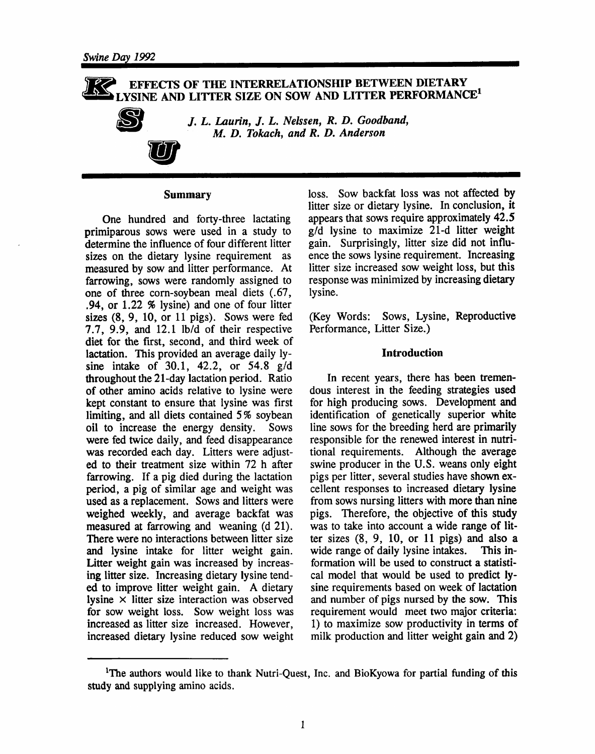# EFFECTS OF THE INTERRELATIONSHIP BETWEEN DIETARY LYSINE AND LITTER SIZE ON SOW AND LITTER PERFORMANCE[1]

*J. L. Laurin, J. L. Nelssen, R. D. Goodband, M. D. Tokach, and R. D. Anderson*

## Summary

One hundred and forty-three lactating primiparous sows were used in a study to determine the influence of four different litter sizes on the dietary lysine requirement as measured by sow and litter performance. At farrowing, sows were randomly assigned to one of three corn-soybean meal diets (.67, .94, or 1.22 % lysine) and one of four litter sizes (8, 9, 10, or 11 pigs). Sows were fed 7.7, 9.9, and 12.1 lb/d of their respective diet for the first, second, and third week of lactation. This provided an average daily lysine intake of 30.1, 42.2, or 54.8 g/d throughout the 21-day lactation period. Ratio of other amino acids relative to lysine were kept constant to ensure that lysine was first limiting, and all diets contained 5% soybean oil to increase the energy density. Sows were fed twice daily, and feed disappearance was recorded each day. Litters were adjusted to their treatment size within 72 h after farrowing. If a pig died during the lactation period, a pig of similar age and weight was used as a replacement. Sows and litters were weighed weekly, and average backfat was measured at farrowing and weaning (d 21). There were no interactions between litter size and lysine intake for litter weight gain. Litter weight gain was increased by increasing litter size. Increasing dietary lysine tended to improve litter weight gain. A dietary lysine × litter size interaction was observed for sow weight loss. Sow weight loss was increased as litter size increased. However, increased dietary lysine reduced sow weight loss. Sow backfat loss was not affected by litter size or dietary lysine. In conclusion, it appears that sows require approximately 42.5 g/d lysine to maximize 21-d litter weight gain. Surprisingly, litter size did not influence the sows lysine requirement. Increasing litter size increased sow weight loss, but this response was minimized by increasing dietary lysine.

(Key Words: Sows, Lysine, Reproductive Performance, Litter Size.)

## Introduction

In recent years, there has been tremendous interest in the feeding strategies used for high producing sows. Development and identification of genetically superior white line sows for the breeding herd are primarily responsible for the renewed interest in nutritional requirements. Although the average swine producer in the U.S. weans only eight pigs per litter, several studies have shown excellent responses to increased dietary lysine from sows nursing litters with more than nine pigs. Therefore, the objective of this study was to take into account a wide range of litter sizes (8, 9, 10, or 11 pigs) and also a wide range of daily lysine intakes. This information will be used to construct a statistical model that would be used to predict lysine requirements based on week of lactation and number of pigs nursed by the sow. This requirement would meet two major criteria: 1) to maximize sow productivity in terms of milk production and litter weight gain and 2)

---

[1]The authors would like to thank Nutri-Quest, Inc. and BioKyowa for partial funding of this study and supplying amino acids.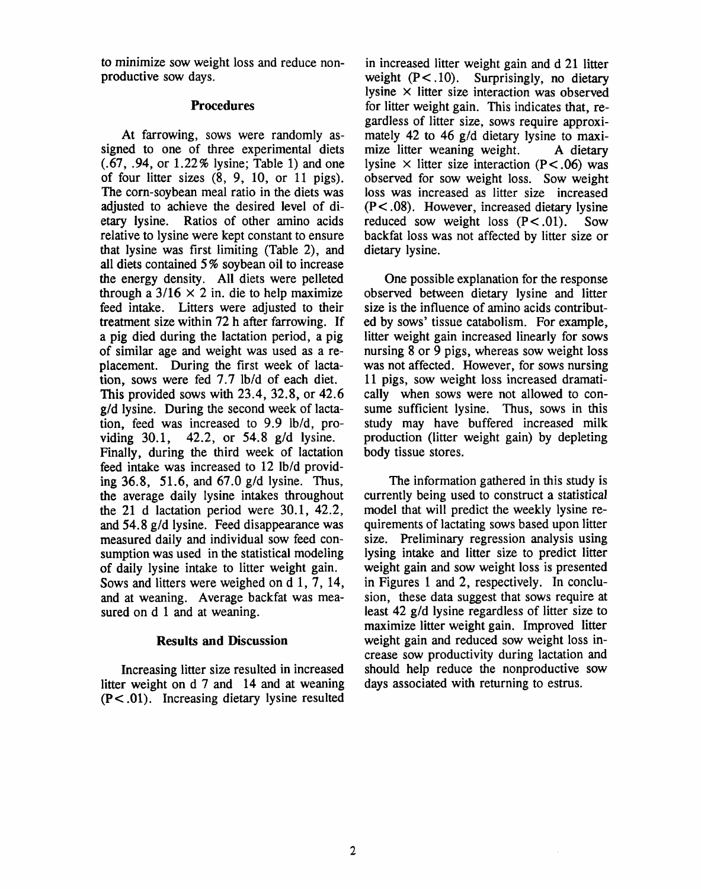to minimize sow weight loss and reduce nonproductive sow days.

## Procedures

At farrowing, sows were randomly assigned to one of three experimental diets (.67, .94, or 1.22% lysine; Table 1) and one of four litter sizes (8, 9, 10, or 11 pigs). The corn-soybean meal ratio in the diets was adjusted to achieve the desired level of dietary lysine. Ratios of other amino acids relative to lysine were kept constant to ensure that lysine was first limiting (Table 2), and all diets contained 5% soybean oil to increase the energy density. All diets were pelleted through a $3/16 \times 2$ in. die to help maximize feed intake. Litters were adjusted to their treatment size within 72 h after farrowing. If a pig died during the lactation period, a pig of similar age and weight was used as a replacement. During the first week of lactation, sows were fed 7.7 lb/d of each diet. This provided sows with 23.4, 32.8, or 42.6 g/d lysine. During the second week of lactation, feed was increased to 9.9 lb/d, providing 30.1, 42.2, or 54.8 g/d lysine. Finally, during the third week of lactation feed intake was increased to 12 lb/d providing 36.8, 51.6, and 67.0 g/d lysine. Thus, the average daily lysine intakes throughout the 21 d lactation period were 30.1, 42.2, and 54.8 g/d lysine. Feed disappearance was measured daily and individual sow feed consumption was used in the statistical modeling of daily lysine intake to litter weight gain. Sows and litters were weighed on d 1, 7, 14, and at weaning. Average backfat was measured on d 1 and at weaning.

## Results and Discussion

Increasing litter size resulted in increased litter weight on d 7 and 14 and at weaning ($P<.01$). Increasing dietary lysine resulted in increased litter weight gain and d 21 litter weight ($P<.10$). Surprisingly, no dietary lysine $\times$ litter size interaction was observed for litter weight gain. This indicates that, regardless of litter size, sows require approximately 42 to 46 g/d dietary lysine to maximize litter weaning weight. A dietary lysine $\times$ litter size interaction ($P<.06$) was observed for sow weight loss. Sow weight loss was increased as litter size increased ($P<.08$). However, increased dietary lysine reduced sow weight loss ($P<.01$). Sow backfat loss was not affected by litter size or dietary lysine.

One possible explanation for the response observed between dietary lysine and litter size is the influence of amino acids contributed by sows' tissue catabolism. For example, litter weight gain increased linearly for sows nursing 8 or 9 pigs, whereas sow weight loss was not affected. However, for sows nursing 11 pigs, sow weight loss increased dramatically when sows were not allowed to consume sufficient lysine. Thus, sows in this study may have buffered increased milk production (litter weight gain) by depleting body tissue stores.

The information gathered in this study is currently being used to construct a statistical model that will predict the weekly lysine requirements of lactating sows based upon litter size. Preliminary regression analysis using lysing intake and litter size to predict litter weight gain and sow weight loss is presented in Figures 1 and 2, respectively. In conclusion, these data suggest that sows require at least 42 g/d lysine regardless of litter size to maximize litter weight gain. Improved litter weight gain and reduced sow weight loss increase sow productivity during lactation and should help reduce the nonproductive sow days associated with returning to estrus.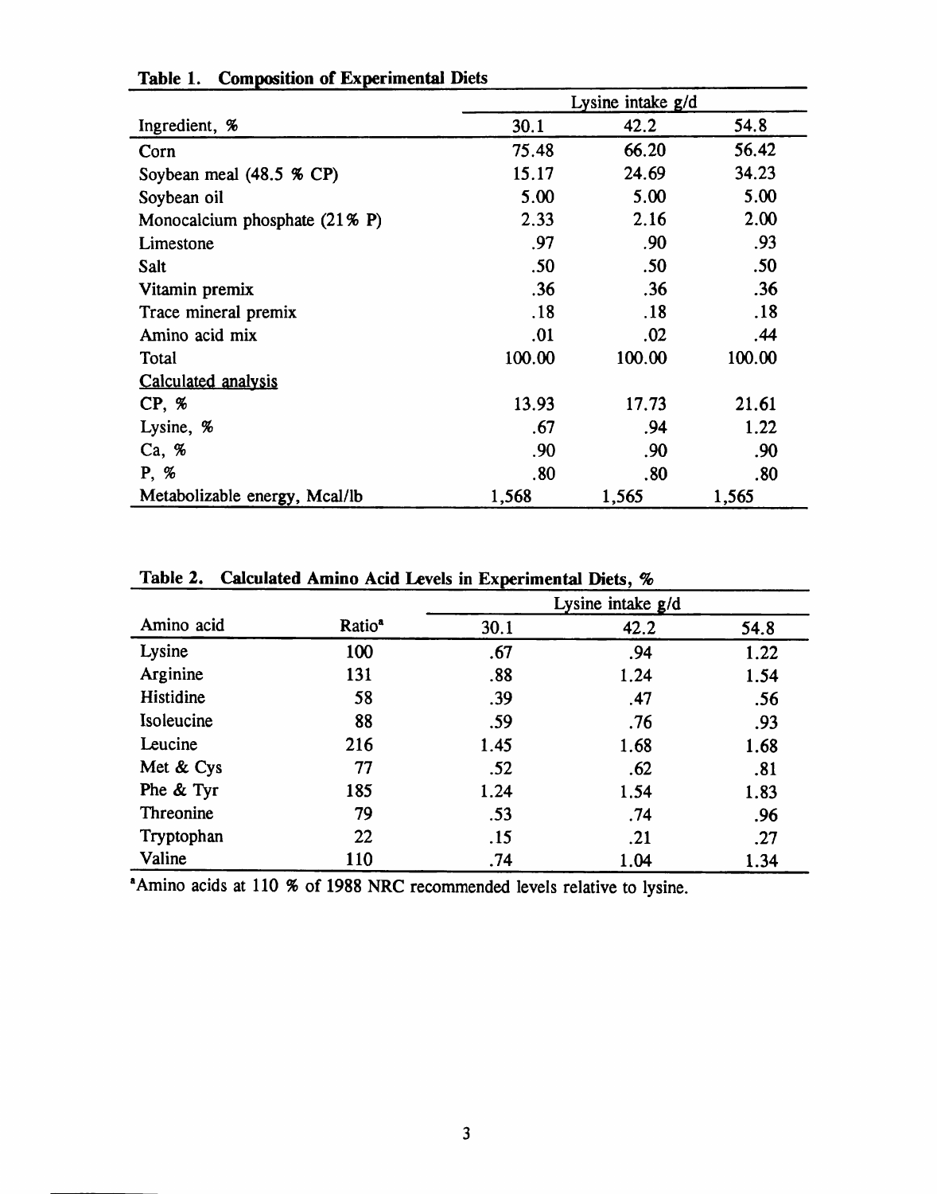**Table 1. Composition of Experimental Diets**

| | Lysine intake g/d | | |
|---|---|---|---|
| Ingredient, % | 30.1 | 42.2 | 54.8 |
| Corn | 75.48 | 66.20 | 56.42 |
| Soybean meal (48.5 % CP) | 15.17 | 24.69 | 34.23 |
| Soybean oil | 5.00 | 5.00 | 5.00 |
| Monocalcium phosphate (21% P) | 2.33 | 2.16 | 2.00 |
| Limestone | .97 | .90 | .93 |
| Salt | .50 | .50 | .50 |
| Vitamin premix | .36 | .36 | .36 |
| Trace mineral premix | .18 | .18 | .18 |
| Amino acid mix | .01 | .02 | .44 |
| Total | 100.00 | 100.00 | 100.00 |
| Calculated analysis | | | |
| CP, % | 13.93 | 17.73 | 21.61 |
| Lysine, % | .67 | .94 | 1.22 |
| Ca, % | .90 | .90 | .90 |
| P, % | .80 | .80 | .80 |
| Metabolizable energy, Mcal/lb | 1,568 | 1,565 | 1,565 |

**Table 2. Calculated Amino Acid Levels in Experimental Diets, %**

| | | Lysine intake g/d | | |
|---|---|---|---|---|
| Amino acid | Ratio[a] | 30.1 | 42.2 | 54.8 |
| Lysine | 100 | .67 | .94 | 1.22 |
| Arginine | 131 | .88 | 1.24 | 1.54 |
| Histidine | 58 | .39 | .47 | .56 |
| Isoleucine | 88 | .59 | .76 | .93 |
| Leucine | 216 | 1.45 | 1.68 | 1.68 |
| Met & Cys | 77 | .52 | .62 | .81 |
| Phe & Tyr | 185 | 1.24 | 1.54 | 1.83 |
| Threonine | 79 | .53 | .74 | .96 |
| Tryptophan | 22 | .15 | .21 | .27 |
| Valine | 110 | .74 | 1.04 | 1.34 |

[a]Amino acids at 110 % of 1988 NRC recommended levels relative to lysine.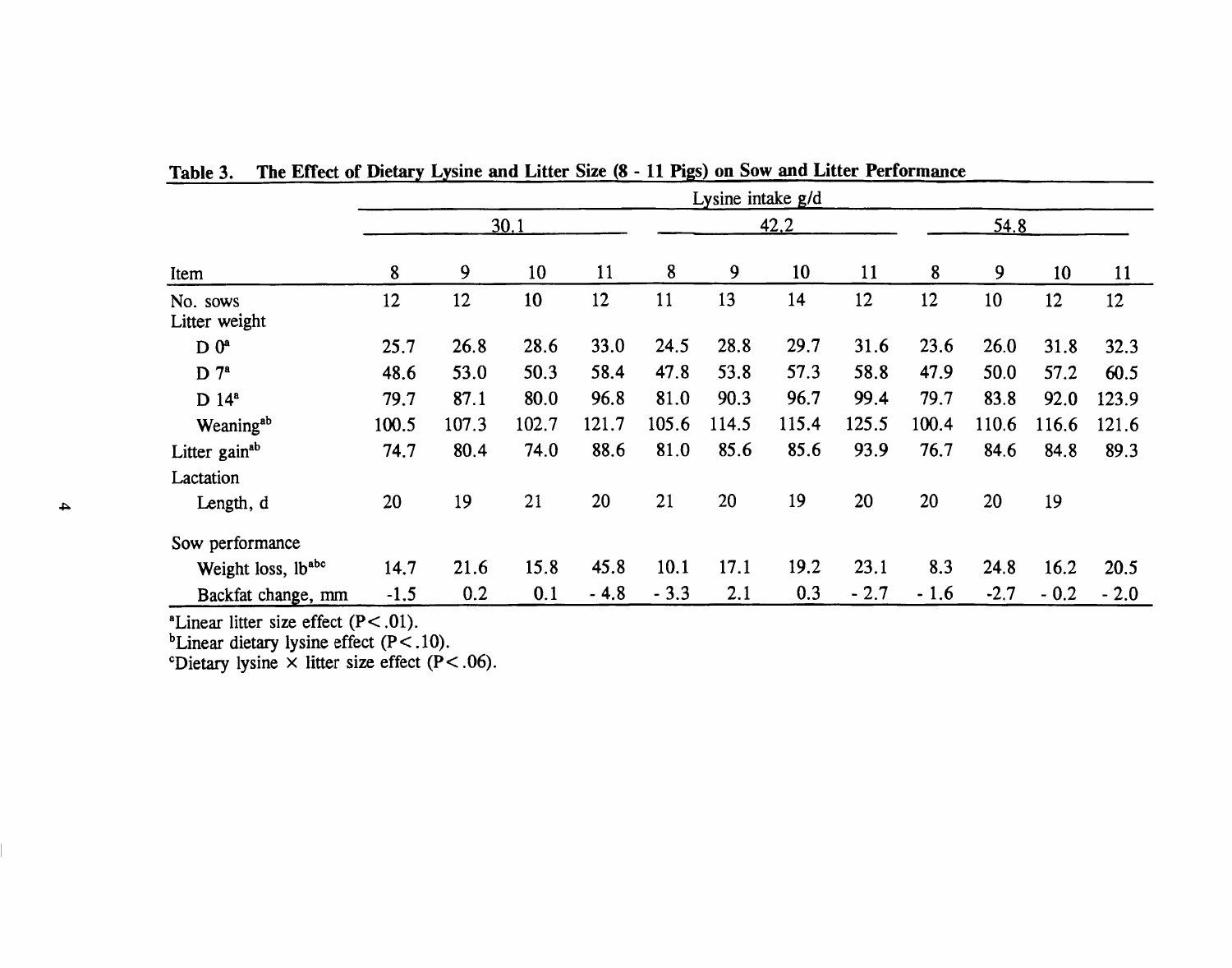**Table 3. The Effect of Dietary Lysine and Litter Size (8 - 11 Pigs) on Sow and Litter Performance**

| | Lysine intake g/d | | | | | | | | | | | |
|---|---|---|---|---|---|---|---|---|---|---|---|---|
| | 30.1 | | | | 42.2 | | | | 54.8 | | | |
| Item | 8 | 9 | 10 | 11 | 8 | 9 | 10 | 11 | 8 | 9 | 10 | 11 |
| No. sows | 12 | 12 | 10 | 12 | 11 | 13 | 14 | 12 | 12 | 10 | 12 | 12 |
| Litter weight | | | | | | | | | | | | |
| D 0[a] | 25.7 | 26.8 | 28.6 | 33.0 | 24.5 | 28.8 | 29.7 | 31.6 | 23.6 | 26.0 | 31.8 | 32.3 |
| D 7[a] | 48.6 | 53.0 | 50.3 | 58.4 | 47.8 | 53.8 | 57.3 | 58.8 | 47.9 | 50.0 | 57.2 | 60.5 |
| D 14[a] | 79.7 | 87.1 | 80.0 | 96.8 | 81.0 | 90.3 | 96.7 | 99.4 | 79.7 | 83.8 | 92.0 | 123.9 |
| Weaning[ab] | 100.5 | 107.3 | 102.7 | 121.7 | 105.6 | 114.5 | 115.4 | 125.5 | 100.4 | 110.6 | 116.6 | 121.6 |
| Litter gain[ab] | 74.7 | 80.4 | 74.0 | 88.6 | 81.0 | 85.6 | 85.6 | 93.9 | 76.7 | 84.6 | 84.8 | 89.3 |
| Lactation | | | | | | | | | | | | |
| Length, d | 20 | 19 | 21 | 20 | 21 | 20 | 19 | 20 | 20 | 20 | 19 | |
| Sow performance | | | | | | | | | | | | |
| Weight loss, lb[abc] | 14.7 | 21.6 | 15.8 | 45.8 | 10.1 | 17.1 | 19.2 | 23.1 | 8.3 | 24.8 | 16.2 | 20.5 |
| Backfat change, mm | -1.5 | 0.2 | 0.1 | - 4.8 | - 3.3 | 2.1 | 0.3 | - 2.7 | - 1.6 | -2.7 | - 0.2 | - 2.0 |

[a]Linear litter size effect ($P<.01$).
[b]Linear dietary lysine effect ($P<.10$).
[c]Dietary lysine × litter size effect ($P<.06$).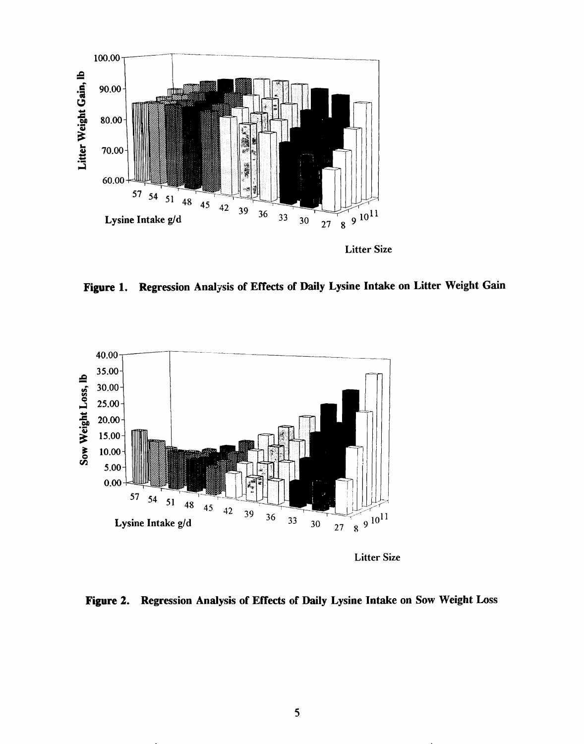Litter Weight Gain, lb

100.00
90.00
80.00
70.00
60.00

57 54 51 48 45 42 39 36 33 30 27

Lysine Intake g/d

8 9 10 11

Litter Size

**Figure 1. Regression Analysis of Effects of Daily Lysine Intake on Litter Weight Gain**

Sow Weight Loss, lb

40.00
35.00
30.00
25.00
20.00
15.00
10.00
5.00
0.00

57 54 51 48 45 42 39 36 33 30 27

Lysine Intake g/d

8 9 10 11

Litter Size

**Figure 2. Regression Analysis of Effects of Daily Lysine Intake on Sow Weight Loss**